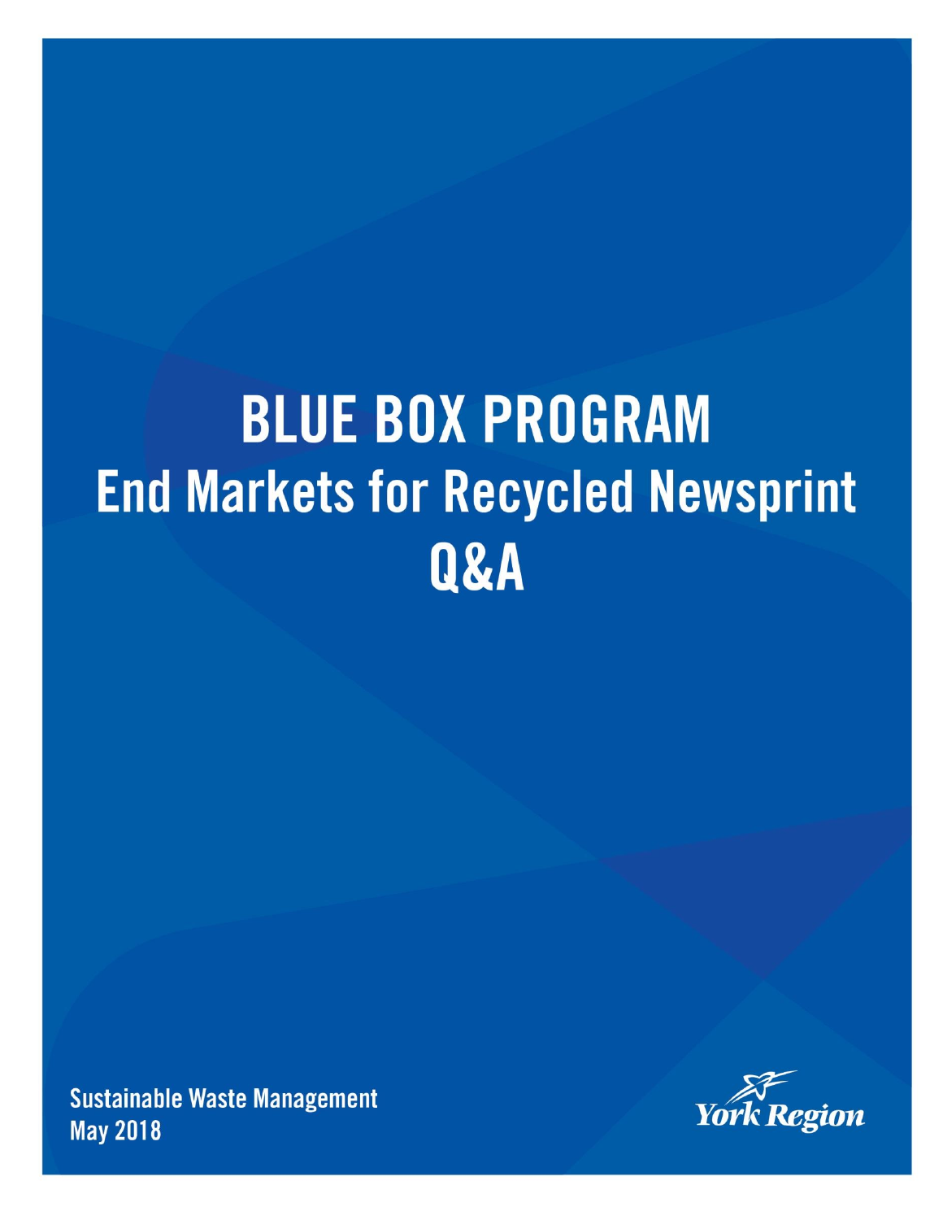# BLUE BOX PROGRAM

## End Markets for Recycled Newsprint

## Q&A

**Sustainable Waste Management**
**May 2018**

York Region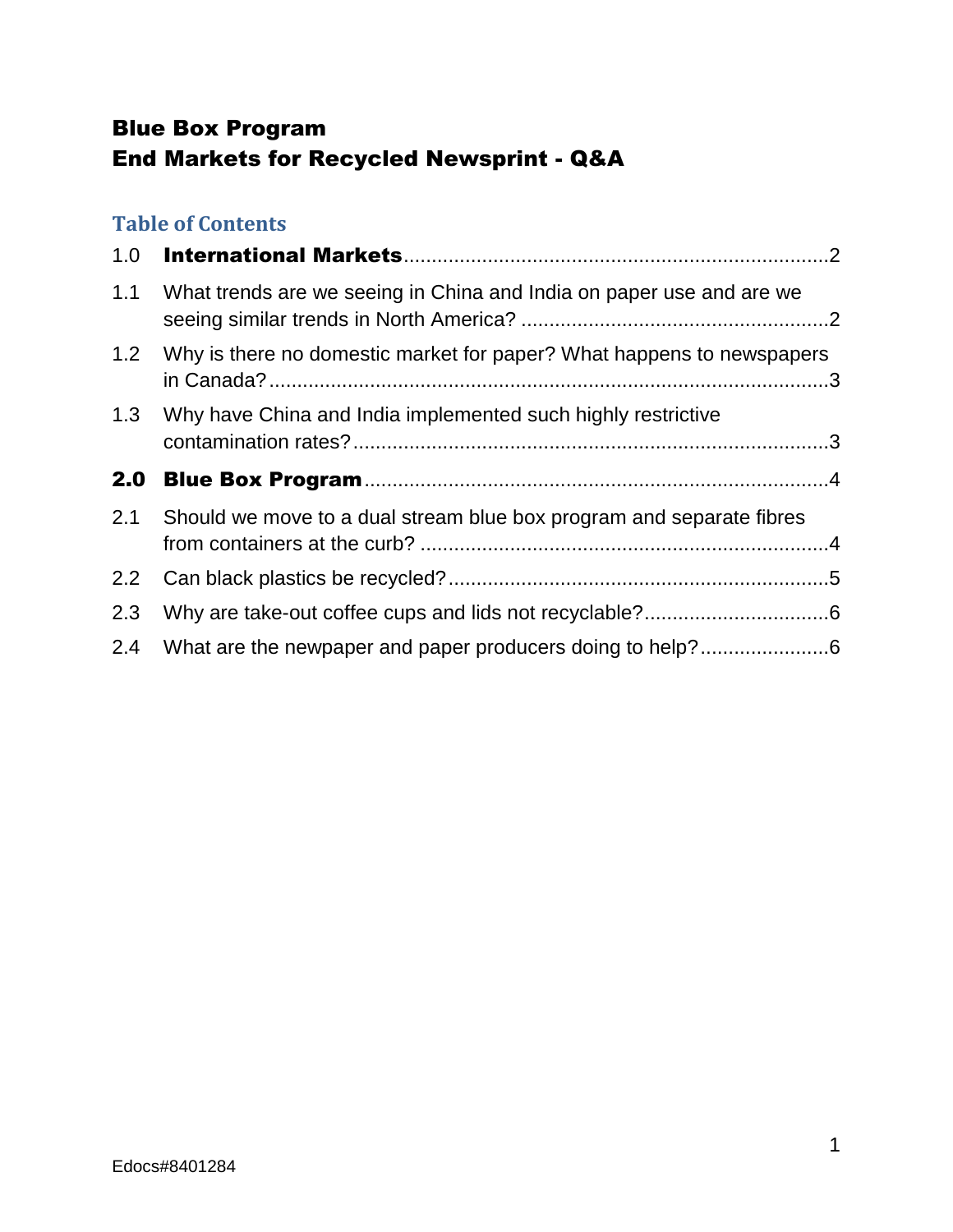# Blue Box Program
# End Markets for Recycled Newsprint - Q&A

## Table of Contents

| | | |
|---|---|---|
| 1.0 | **International Markets** | 2 |
| 1.1 | What trends are we seeing in China and India on paper use and are we seeing similar trends in North America? | 2 |
| 1.2 | Why is there no domestic market for paper? What happens to newspapers in Canada? | 3 |
| 1.3 | Why have China and India implemented such highly restrictive contamination rates? | 3 |
| **2.0** | **Blue Box Program** | 4 |
| 2.1 | Should we move to a dual stream blue box program and separate fibres from containers at the curb? | 4 |
| 2.2 | Can black plastics be recycled? | 5 |
| 2.3 | Why are take-out coffee cups and lids not recyclable? | 6 |
| 2.4 | What are the newpaper and paper producers doing to help? | 6 |

Edocs#8401284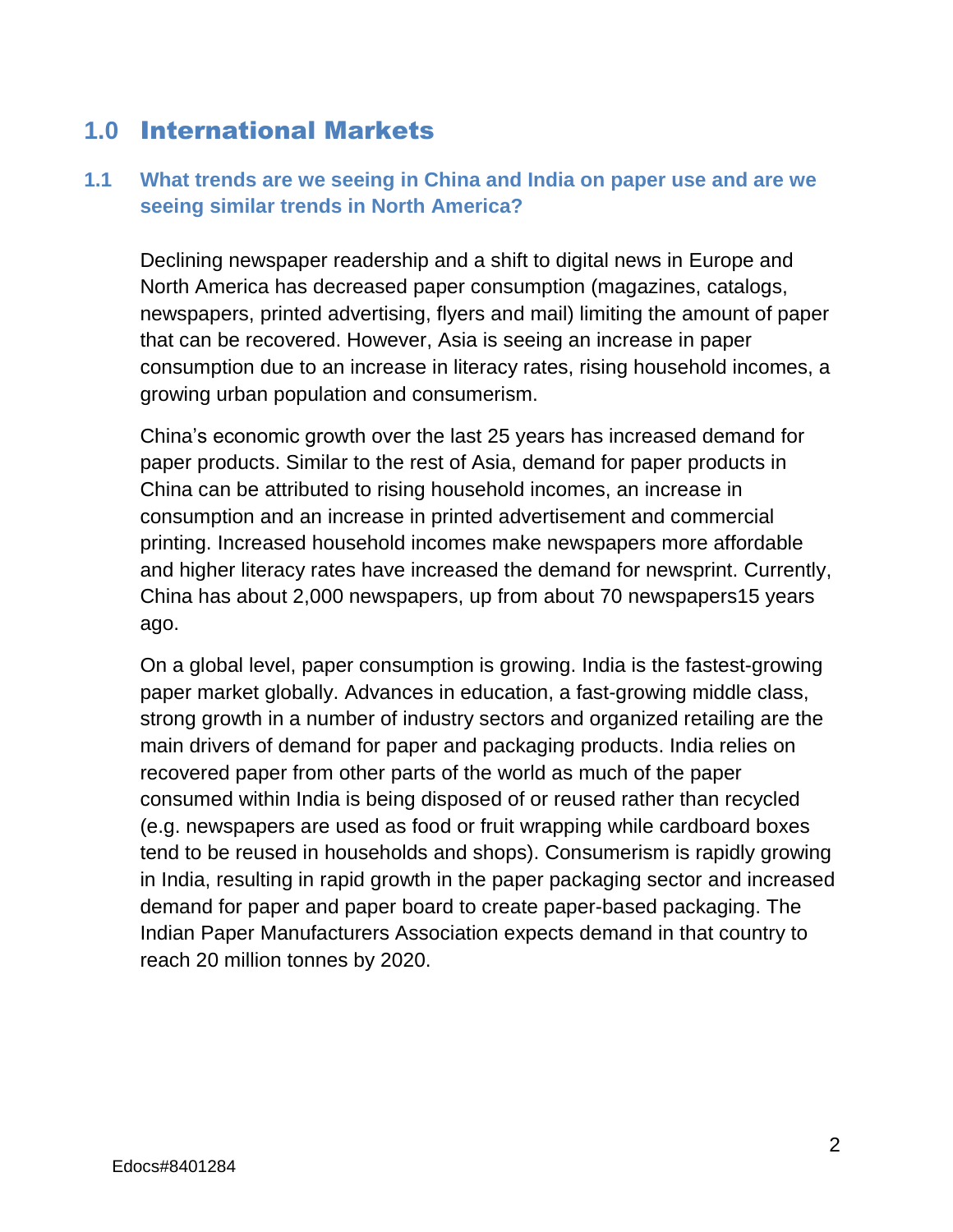# 1.0 International Markets

## 1.1 What trends are we seeing in China and India on paper use and are we seeing similar trends in North America?

Declining newspaper readership and a shift to digital news in Europe and North America has decreased paper consumption (magazines, catalogs, newspapers, printed advertising, flyers and mail) limiting the amount of paper that can be recovered. However, Asia is seeing an increase in paper consumption due to an increase in literacy rates, rising household incomes, a growing urban population and consumerism.

China's economic growth over the last 25 years has increased demand for paper products. Similar to the rest of Asia, demand for paper products in China can be attributed to rising household incomes, an increase in consumption and an increase in printed advertisement and commercial printing. Increased household incomes make newspapers more affordable and higher literacy rates have increased the demand for newsprint. Currently, China has about 2,000 newspapers, up from about 70 newspapers15 years ago.

On a global level, paper consumption is growing. India is the fastest-growing paper market globally. Advances in education, a fast-growing middle class, strong growth in a number of industry sectors and organized retailing are the main drivers of demand for paper and packaging products. India relies on recovered paper from other parts of the world as much of the paper consumed within India is being disposed of or reused rather than recycled (e.g. newspapers are used as food or fruit wrapping while cardboard boxes tend to be reused in households and shops). Consumerism is rapidly growing in India, resulting in rapid growth in the paper packaging sector and increased demand for paper and paper board to create paper-based packaging. The Indian Paper Manufacturers Association expects demand in that country to reach 20 million tonnes by 2020.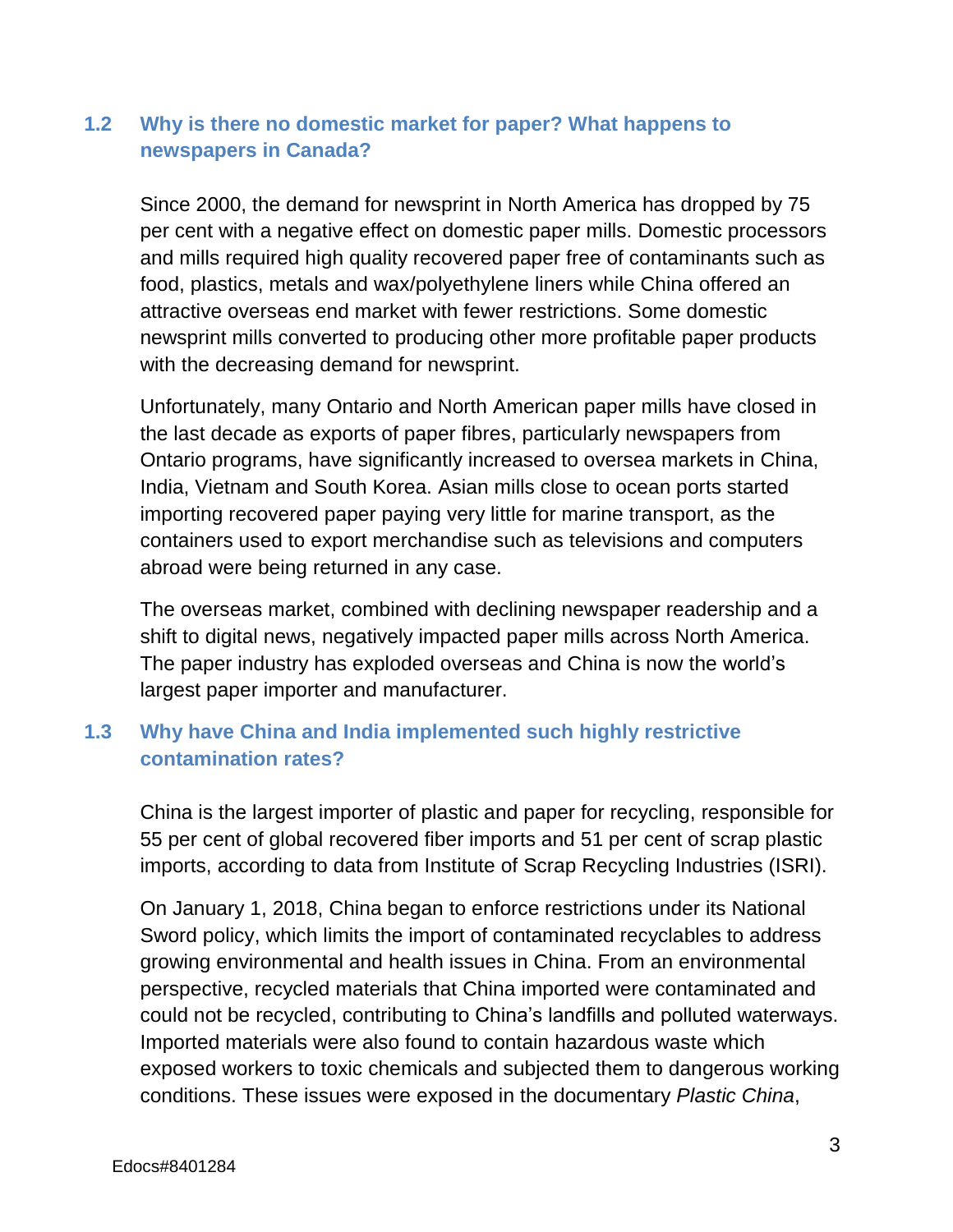## 1.2 Why is there no domestic market for paper? What happens to newspapers in Canada?

Since 2000, the demand for newsprint in North America has dropped by 75 per cent with a negative effect on domestic paper mills. Domestic processors and mills required high quality recovered paper free of contaminants such as food, plastics, metals and wax/polyethylene liners while China offered an attractive overseas end market with fewer restrictions. Some domestic newsprint mills converted to producing other more profitable paper products with the decreasing demand for newsprint.

Unfortunately, many Ontario and North American paper mills have closed in the last decade as exports of paper fibres, particularly newspapers from Ontario programs, have significantly increased to oversea markets in China, India, Vietnam and South Korea. Asian mills close to ocean ports started importing recovered paper paying very little for marine transport, as the containers used to export merchandise such as televisions and computers abroad were being returned in any case.

The overseas market, combined with declining newspaper readership and a shift to digital news, negatively impacted paper mills across North America. The paper industry has exploded overseas and China is now the world's largest paper importer and manufacturer.

## 1.3 Why have China and India implemented such highly restrictive contamination rates?

China is the largest importer of plastic and paper for recycling, responsible for 55 per cent of global recovered fiber imports and 51 per cent of scrap plastic imports, according to data from Institute of Scrap Recycling Industries (ISRI).

On January 1, 2018, China began to enforce restrictions under its National Sword policy, which limits the import of contaminated recyclables to address growing environmental and health issues in China. From an environmental perspective, recycled materials that China imported were contaminated and could not be recycled, contributing to China's landfills and polluted waterways. Imported materials were also found to contain hazardous waste which exposed workers to toxic chemicals and subjected them to dangerous working conditions. These issues were exposed in the documentary *Plastic China*,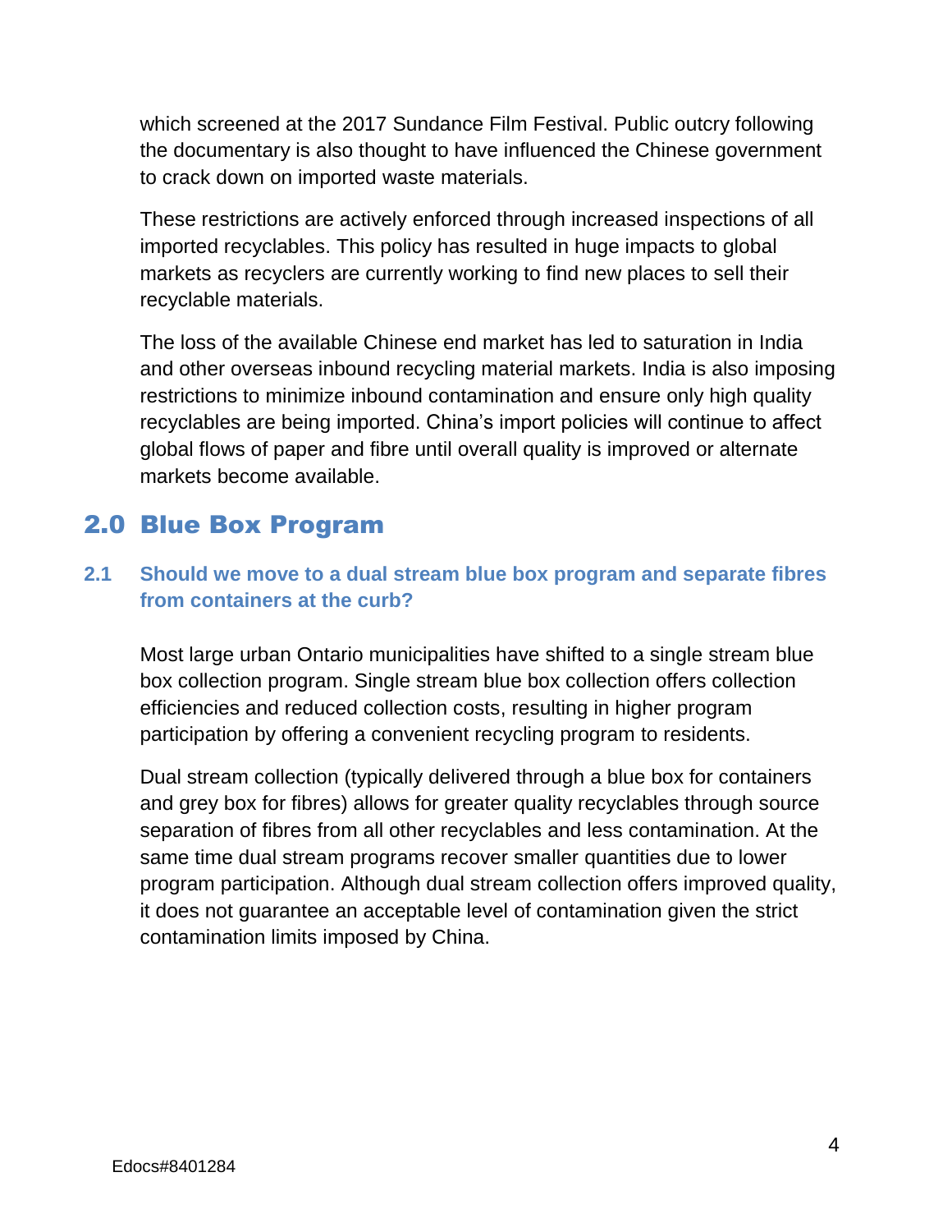which screened at the 2017 Sundance Film Festival. Public outcry following the documentary is also thought to have influenced the Chinese government to crack down on imported waste materials.

These restrictions are actively enforced through increased inspections of all imported recyclables. This policy has resulted in huge impacts to global markets as recyclers are currently working to find new places to sell their recyclable materials.

The loss of the available Chinese end market has led to saturation in India and other overseas inbound recycling material markets. India is also imposing restrictions to minimize inbound contamination and ensure only high quality recyclables are being imported. China's import policies will continue to affect global flows of paper and fibre until overall quality is improved or alternate markets become available.

# 2.0 Blue Box Program

## 2.1 Should we move to a dual stream blue box program and separate fibres from containers at the curb?

Most large urban Ontario municipalities have shifted to a single stream blue box collection program. Single stream blue box collection offers collection efficiencies and reduced collection costs, resulting in higher program participation by offering a convenient recycling program to residents.

Dual stream collection (typically delivered through a blue box for containers and grey box for fibres) allows for greater quality recyclables through source separation of fibres from all other recyclables and less contamination. At the same time dual stream programs recover smaller quantities due to lower program participation. Although dual stream collection offers improved quality, it does not guarantee an acceptable level of contamination given the strict contamination limits imposed by China.

Edocs#8401284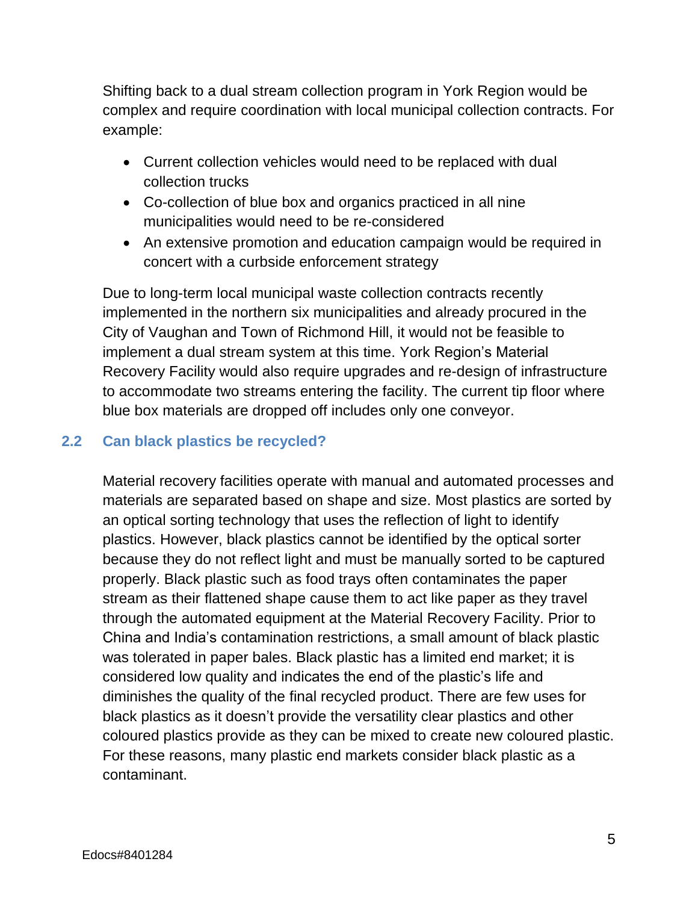Shifting back to a dual stream collection program in York Region would be complex and require coordination with local municipal collection contracts. For example:

- Current collection vehicles would need to be replaced with dual collection trucks
- Co-collection of blue box and organics practiced in all nine municipalities would need to be re-considered
- An extensive promotion and education campaign would be required in concert with a curbside enforcement strategy

Due to long-term local municipal waste collection contracts recently implemented in the northern six municipalities and already procured in the City of Vaughan and Town of Richmond Hill, it would not be feasible to implement a dual stream system at this time. York Region's Material Recovery Facility would also require upgrades and re-design of infrastructure to accommodate two streams entering the facility. The current tip floor where blue box materials are dropped off includes only one conveyor.

### 2.2 Can black plastics be recycled?

Material recovery facilities operate with manual and automated processes and materials are separated based on shape and size. Most plastics are sorted by an optical sorting technology that uses the reflection of light to identify plastics. However, black plastics cannot be identified by the optical sorter because they do not reflect light and must be manually sorted to be captured properly. Black plastic such as food trays often contaminates the paper stream as their flattened shape cause them to act like paper as they travel through the automated equipment at the Material Recovery Facility. Prior to China and India's contamination restrictions, a small amount of black plastic was tolerated in paper bales. Black plastic has a limited end market; it is considered low quality and indicates the end of the plastic's life and diminishes the quality of the final recycled product. There are few uses for black plastics as it doesn't provide the versatility clear plastics and other coloured plastics provide as they can be mixed to create new coloured plastic. For these reasons, many plastic end markets consider black plastic as a contaminant.

Edocs#8401284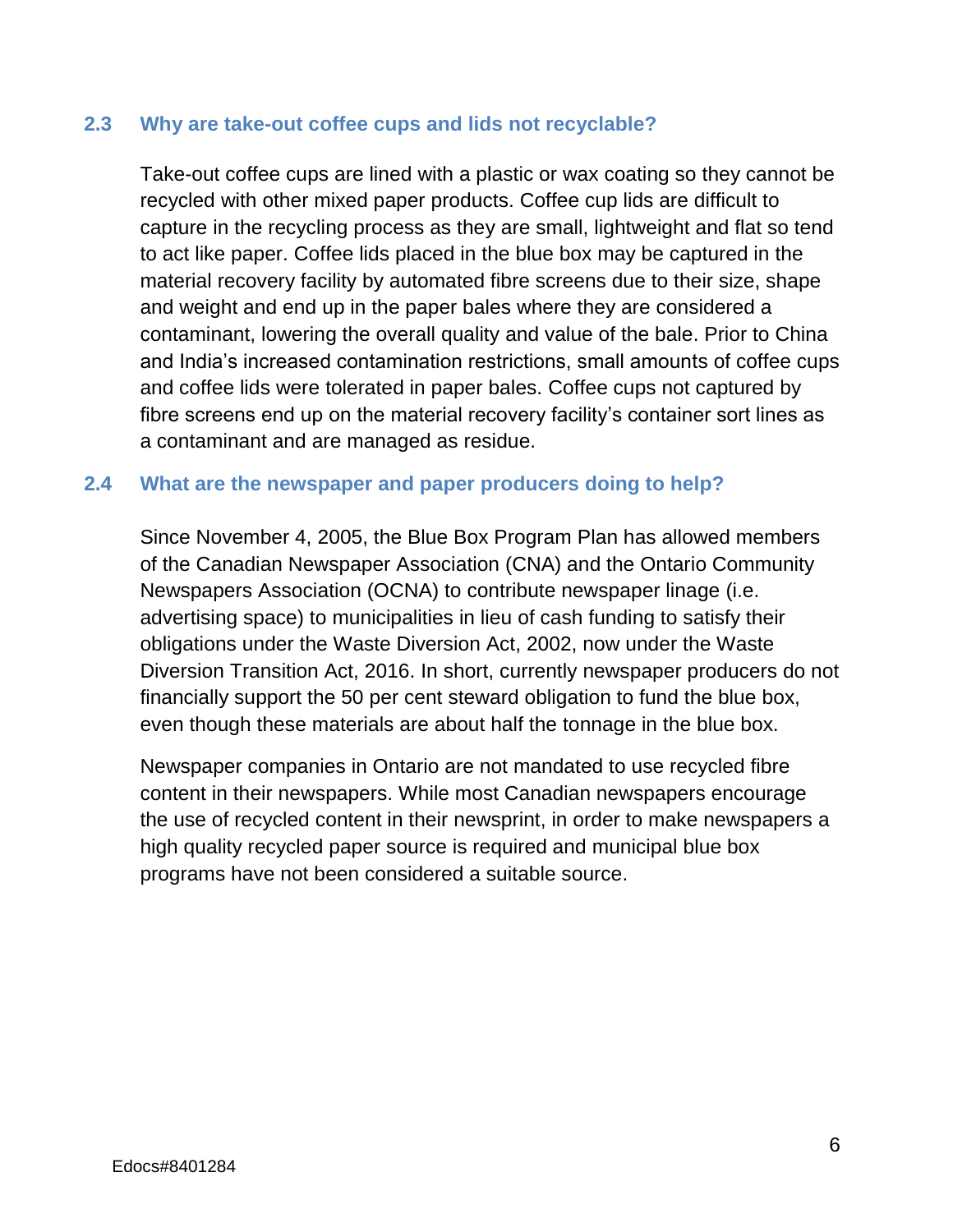### 2.3 Why are take-out coffee cups and lids not recyclable?

Take-out coffee cups are lined with a plastic or wax coating so they cannot be recycled with other mixed paper products. Coffee cup lids are difficult to capture in the recycling process as they are small, lightweight and flat so tend to act like paper. Coffee lids placed in the blue box may be captured in the material recovery facility by automated fibre screens due to their size, shape and weight and end up in the paper bales where they are considered a contaminant, lowering the overall quality and value of the bale. Prior to China and India's increased contamination restrictions, small amounts of coffee cups and coffee lids were tolerated in paper bales. Coffee cups not captured by fibre screens end up on the material recovery facility's container sort lines as a contaminant and are managed as residue.

### 2.4 What are the newspaper and paper producers doing to help?

Since November 4, 2005, the Blue Box Program Plan has allowed members of the Canadian Newspaper Association (CNA) and the Ontario Community Newspapers Association (OCNA) to contribute newspaper linage (i.e. advertising space) to municipalities in lieu of cash funding to satisfy their obligations under the Waste Diversion Act, 2002, now under the Waste Diversion Transition Act, 2016. In short, currently newspaper producers do not financially support the 50 per cent steward obligation to fund the blue box, even though these materials are about half the tonnage in the blue box.

Newspaper companies in Ontario are not mandated to use recycled fibre content in their newspapers. While most Canadian newspapers encourage the use of recycled content in their newsprint, in order to make newspapers a high quality recycled paper source is required and municipal blue box programs have not been considered a suitable source.

Edocs#8401284